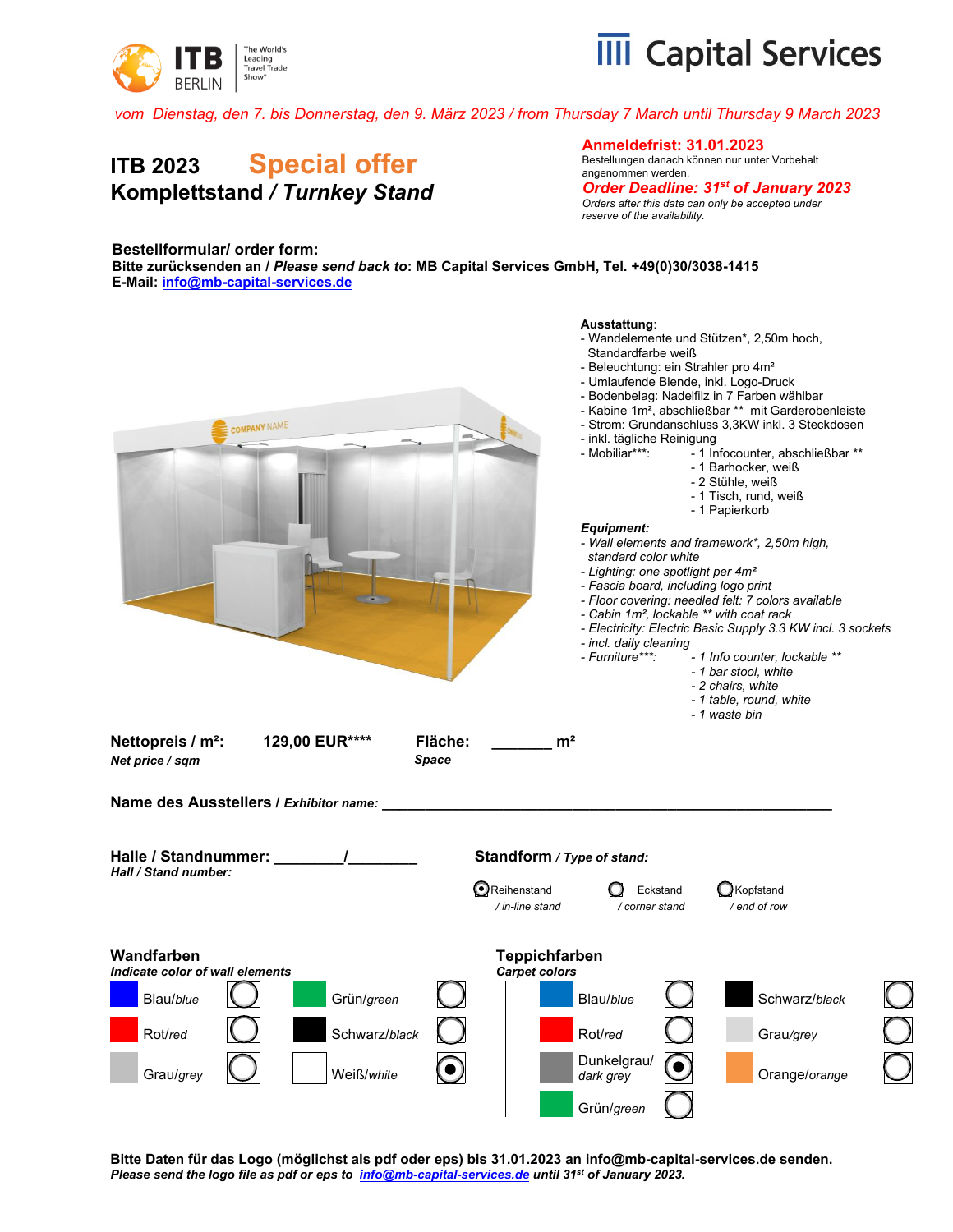ITB BERLIN The World's Leading Travel Trade Show

Capital Services

*vom Dienstag, den 7. bis Donnerstag, den 9. März 2023 / from Thursday 7 March until Thursday 9 March 2023*

# ITB 2023 Special offer
# Komplettstand / *Turnkey Stand*

**Anmeldefrist: 31.01.2023**
Bestellungen danach können nur unter Vorbehalt angenommen werden.
***Order Deadline: 31st of January 2023***
*Orders after this date can only be accepted under reserve of the availability.*

**Bestellformular/ order form:**
**Bitte zurücksenden an / *Please send back to*: MB Capital Services GmbH, Tel. +49(0)30/3038-1415**
**E-Mail: info@mb-capital-services.de**

**Ausstattung**:
- Wandelemente und Stützen*, 2,50m hoch, Standardfarbe weiß
- Beleuchtung: ein Strahler pro 4m²
- Umlaufende Blende, inkl. Logo-Druck
- Bodenbelag: Nadelfilz in 7 Farben wählbar
- Kabine 1m², abschließbar ** mit Garderobenleiste
- Strom: Grundanschluss 3,3KW inkl. 3 Steckdosen
- inkl. tägliche Reinigung
- Mobiliar***:
  - 1 Infocounter, abschließbar **
  - 1 Barhocker, weiß
  - 2 Stühle, weiß
  - 1 Tisch, rund, weiß
  - 1 Papierkorb

***Equipment:***
- *Wall elements and framework*, 2,50m high, standard color white*
- *Lighting: one spotlight per 4m²*
- *Fascia board, including logo print*
- *Floor covering: needled felt: 7 colors available*
- *Cabin 1m², lockable ** with coat rack*
- *Electricity: Electric Basic Supply 3.3 KW incl. 3 sockets*
- *incl. daily cleaning*
- *Furniture***:*
  - *1 Info counter, lockable ***
  - *1 bar stool, white*
  - *2 chairs, white*
  - *1 table, round, white*
  - *1 waste bin*

**Nettopreis / m²:** *Net price / sqm* **129,00 EUR****  **Fläche:** *Space* _______ m²

**Name des Ausstellers** / ***Exhibitor name:*** ______________________________

**Halle / Standnummer:** ________/________
***Hall / Stand number:***

**Standform** / ***Type of stand:***

- (●) Reihenstand / *in-line stand*
- ( ) Eckstand / *corner stand*
- ( ) Kopfstand / *end of row*

**Wandfarben**
***Indicate color of wall elements***

| Farbe | | Farbe | |
|---|---|---|---|
| Blau/*blue* | ( ) | Grün/*green* | ( ) |
| Rot/*red* | ( ) | Schwarz/*black* | ( ) |
| Grau/*grey* | ( ) | Weiß/*white* | (●) |

**Teppichfarben**
***Carpet colors***

| Farbe | | Farbe | |
|---|---|---|---|
| Blau/*blue* | ( ) | Schwarz/*black* | ( ) |
| Rot/*red* | ( ) | Grau/*grey* | ( ) |
| Dunkelgrau/ *dark grey* | (●) | Orange/*orange* | ( ) |
| Grün/*green* | ( ) | | |

**Bitte Daten für das Logo (möglichst als pdf oder eps) bis 31.01.2023 an info@mb-capital-services.de senden.**
***Please send the logo file as pdf or eps to info@mb-capital-services.de until 31st of January 2023.***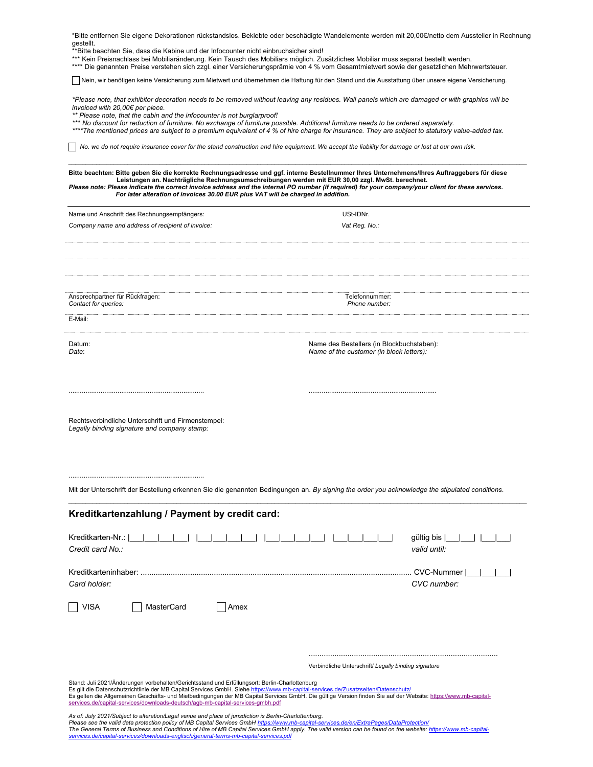*Bitte entfernen Sie eigene Dekorationen rückstandslos. Beklebte oder beschädigte Wandelemente werden mit 20,00€/netto dem Aussteller in Rechnung gestellt.
**Bitte beachten Sie, dass die Kabine und der Infocounter nicht einbruchsicher sind!
*** Kein Preisnachlass bei Mobiliaränderung. Kein Tausch des Mobiliars möglich. Zusätzliches Mobiliar muss separat bestellt werden.
**** Die genannten Preise verstehen sich zzgl. einer Versicherungsprämie von 4 % vom Gesamtmietwert sowie der gesetzlichen Mehrwertsteuer.

☐ Nein, wir benötigen keine Versicherung zum Mietwert und übernehmen die Haftung für den Stand und die Ausstattung über unsere eigene Versicherung.

*\*Please note, that exhibitor decoration needs to be removed without leaving any residues. Wall panels which are damaged or with graphics will be invoiced with 20,00€ per piece.*
*\** Please note, that the cabin and the infocounter is not burglarproof!*
*\*** No discount for reduction of furniture. No exchange of furniture possible. Additional furniture needs to be ordered separately.*
*\****The mentioned prices are subject to a premium equivalent of 4 % of hire charge for insurance. They are subject to statutory value-added tax.*

☐ *No. we do not require insurance cover for the stand construction and hire equipment. We accept the liability for damage or lost at our own risk.*

---

**Bitte beachten: Bitte geben Sie die korrekte Rechnungsadresse und ggf. interne Bestellnummer Ihres Unternehmens/Ihres Auftraggebers für diese Leistungen an. Nachträgliche Rechnungsumschreibungen werden mit EUR 30,00 zzgl. MwSt. berechnet.**
***Please note: Please indicate the correct invoice address and the internal PO number (if required) for your company/your client for these services. For later alteration of invoices 30.00 EUR plus VAT will be charged in addition.***

---

Name und Anschrift des Rechnungsempfängers:
*Company name and address of recipient of invoice:*

USt-IDNr.
*Vat Reg. No.:*

..............................................................................................................................

..............................................................................................................................

..............................................................................................................................

Ansprechpartner für Rückfragen:
*Contact for queries:*

Telefonnummer:
*Phone number:*

E-Mail:

Datum:
*Date*:

Name des Bestellers (in Blockbuchstaben):
*Name of the customer (in block letters):*

......................................................................  ......................................................................

Rechtsverbindliche Unterschrift und Firmenstempel:
*Legally binding signature and company stamp:*

......................................................................

Mit der Unterschrift der Bestellung erkennen Sie die genannten Bedingungen an. *By signing the order you acknowledge the stipulated conditions.*

---

## Kreditkartenzahlung / Payment by credit card:

Kreditkarten-Nr.: |___|___|___|___| |___|___|___|___| |___|___|___|___| |___|___|___|___| gültig bis |___|___| |___|___|
*Credit card No.:* *valid until:*

Kreditkarteninhaber: .............................................................................................................. CVC-Nummer |___|___|___|
*Card holder:* *CVC number:*

☐ VISA ☐ MasterCard ☐ Amex

........................................................................................
Verbindliche Unterschrift/ *Legally binding signature*

Stand: Juli 2021/Änderungen vorbehalten/Gerichtsstand und Erfüllungsort: Berlin-Charlottenburg
Es gilt die Datenschutzrichtlinie der MB Capital Services GmbH. Siehe https://www.mb-capital-services.de/Zusatzseiten/Datenschutz/
Es gelten die Allgemeinen Geschäfts- und Mietbedingungen der MB Capital Services GmbH. Die gültige Version finden Sie auf der Website: https://www.mb-capital-services.de/capital-services/downloads-deutsch/agb-mb-capital-services-gmbh.pdf

*As of: July 2021/Subject to alteration/Legal venue and place of jurisdiction is Berlin-Charlottenburg.*
*Please see the valid data protection policy of MB Capital Services GmbH https://www.mb-capital-services.de/en/ExtraPages/DataProtection/*
*The General Terms of Business and Conditions of Hire of MB Capital Services GmbH apply. The valid version can be found on the website: https://www.mb-capital-services.de/capital-services/downloads-englisch/general-terms-mb-capital-services.pdf*